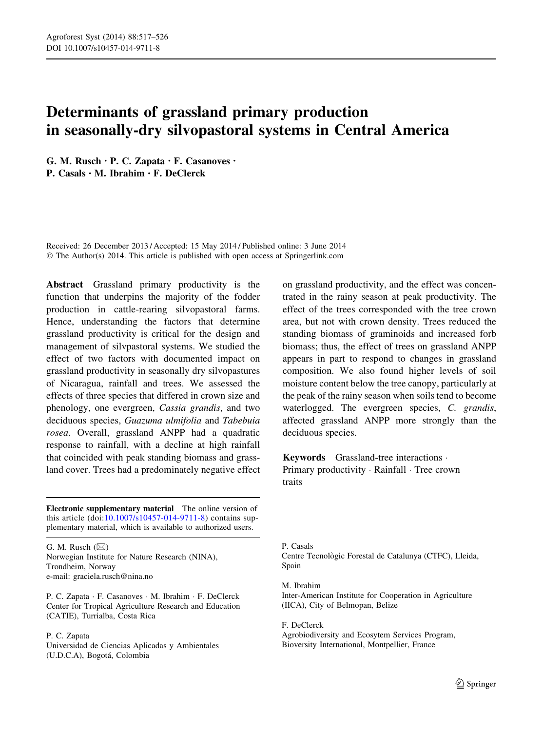# Determinants of grassland primary production in seasonally-dry silvopastoral systems in Central America

G. M. Rusch · P. C. Zapata · F. Casanoves · P. Casals · M. Ibrahim · F. DeClerck

Received: 26 December 2013 / Accepted: 15 May 2014 / Published online: 3 June 2014
© The Author(s) 2014. This article is published with open access at Springerlink.com

**Abstract** Grassland primary productivity is the function that underpins the majority of the fodder production in cattle-rearing silvopastoral farms. Hence, understanding the factors that determine grassland productivity is critical for the design and management of silvpastoral systems. We studied the effect of two factors with documented impact on grassland productivity in seasonally dry silvopastures of Nicaragua, rainfall and trees. We assessed the effects of three species that differed in crown size and phenology, one evergreen, *Cassia grandis*, and two deciduous species, *Guazuma ulmifolia* and *Tabebuia rosea*. Overall, grassland ANPP had a quadratic response to rainfall, with a decline at high rainfall that coincided with peak standing biomass and grassland cover. Trees had a predominately negative effect on grassland productivity, and the effect was concentrated in the rainy season at peak productivity. The effect of the trees corresponded with the tree crown area, but not with crown density. Trees reduced the standing biomass of graminoids and increased forb biomass; thus, the effect of trees on grassland ANPP appears in part to respond to changes in grassland composition. We also found higher levels of soil moisture content below the tree canopy, particularly at the peak of the rainy season when soils tend to become waterlogged. The evergreen species, *C. grandis*, affected grassland ANPP more strongly than the deciduous species.

**Keywords** Grassland-tree interactions · Primary productivity · Rainfall · Tree crown traits

**Electronic supplementary material** The online version of this article (doi:10.1007/s10457-014-9711-8) contains supplementary material, which is available to authorized users.

G. M. Rusch (✉)
Norwegian Institute for Nature Research (NINA), Trondheim, Norway
e-mail: graciela.rusch@nina.no

P. C. Zapata · F. Casanoves · M. Ibrahim · F. DeClerck
Center for Tropical Agriculture Research and Education (CATIE), Turrialba, Costa Rica

P. C. Zapata
Universidad de Ciencias Aplicadas y Ambientales (U.D.C.A), Bogotá, Colombia

P. Casals
Centre Tecnològic Forestal de Catalunya (CTFC), Lleida, Spain

M. Ibrahim
Inter-American Institute for Cooperation in Agriculture (IICA), City of Belmopan, Belize

F. DeClerck
Agrobiodiversity and Ecosytem Services Program, Bioversity International, Montpellier, France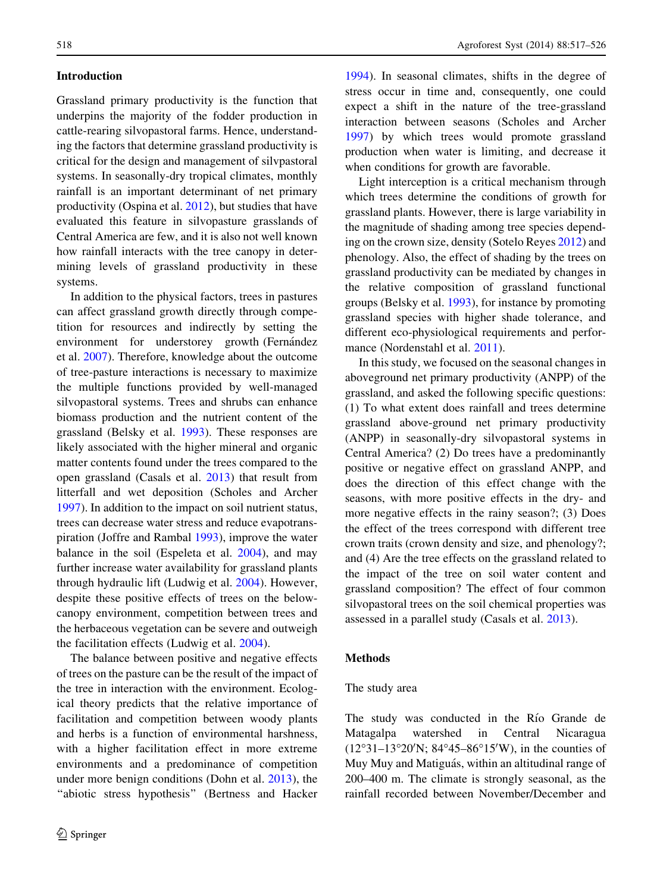## Introduction

Grassland primary productivity is the function that underpins the majority of the fodder production in cattle-rearing silvopastoral farms. Hence, understanding the factors that determine grassland productivity is critical for the design and management of silvpastoral systems. In seasonally-dry tropical climates, monthly rainfall is an important determinant of net primary productivity (Ospina et al. 2012), but studies that have evaluated this feature in silvopasture grasslands of Central America are few, and it is also not well known how rainfall interacts with the tree canopy in determining levels of grassland productivity in these systems.

In addition to the physical factors, trees in pastures can affect grassland growth directly through competition for resources and indirectly by setting the environment for understorey growth (Fernández et al. 2007). Therefore, knowledge about the outcome of tree-pasture interactions is necessary to maximize the multiple functions provided by well-managed silvopastoral systems. Trees and shrubs can enhance biomass production and the nutrient content of the grassland (Belsky et al. 1993). These responses are likely associated with the higher mineral and organic matter contents found under the trees compared to the open grassland (Casals et al. 2013) that result from litterfall and wet deposition (Scholes and Archer 1997). In addition to the impact on soil nutrient status, trees can decrease water stress and reduce evapotranspiration (Joffre and Rambal 1993), improve the water balance in the soil (Espeleta et al. 2004), and may further increase water availability for grassland plants through hydraulic lift (Ludwig et al. 2004). However, despite these positive effects of trees on the below-canopy environment, competition between trees and the herbaceous vegetation can be severe and outweigh the facilitation effects (Ludwig et al. 2004).

The balance between positive and negative effects of trees on the pasture can be the result of the impact of the tree in interaction with the environment. Ecological theory predicts that the relative importance of facilitation and competition between woody plants and herbs is a function of environmental harshness, with a higher facilitation effect in more extreme environments and a predominance of competition under more benign conditions (Dohn et al. 2013), the "abiotic stress hypothesis" (Bertness and Hacker 1994). In seasonal climates, shifts in the degree of stress occur in time and, consequently, one could expect a shift in the nature of the tree-grassland interaction between seasons (Scholes and Archer 1997) by which trees would promote grassland production when water is limiting, and decrease it when conditions for growth are favorable.

Light interception is a critical mechanism through which trees determine the conditions of growth for grassland plants. However, there is large variability in the magnitude of shading among tree species depending on the crown size, density (Sotelo Reyes 2012) and phenology. Also, the effect of shading by the trees on grassland productivity can be mediated by changes in the relative composition of grassland functional groups (Belsky et al. 1993), for instance by promoting grassland species with higher shade tolerance, and different eco-physiological requirements and performance (Nordenstahl et al. 2011).

In this study, we focused on the seasonal changes in aboveground net primary productivity (ANPP) of the grassland, and asked the following specific questions: (1) To what extent does rainfall and trees determine grassland above-ground net primary productivity (ANPP) in seasonally-dry silvopastoral systems in Central America? (2) Do trees have a predominantly positive or negative effect on grassland ANPP, and does the direction of this effect change with the seasons, with more positive effects in the dry- and more negative effects in the rainy season?; (3) Does the effect of the trees correspond with different tree crown traits (crown density and size, and phenology?; and (4) Are the tree effects on the grassland related to the impact of the tree on soil water content and grassland composition? The effect of four common silvopastoral trees on the soil chemical properties was assessed in a parallel study (Casals et al. 2013).

## Methods

### The study area

The study was conducted in the Río Grande de Matagalpa watershed in Central Nicaragua (12°31–13°20′N; 84°45–86°15′W), in the counties of Muy Muy and Matiguás, within an altitudinal range of 200–400 m. The climate is strongly seasonal, as the rainfall recorded between November/December and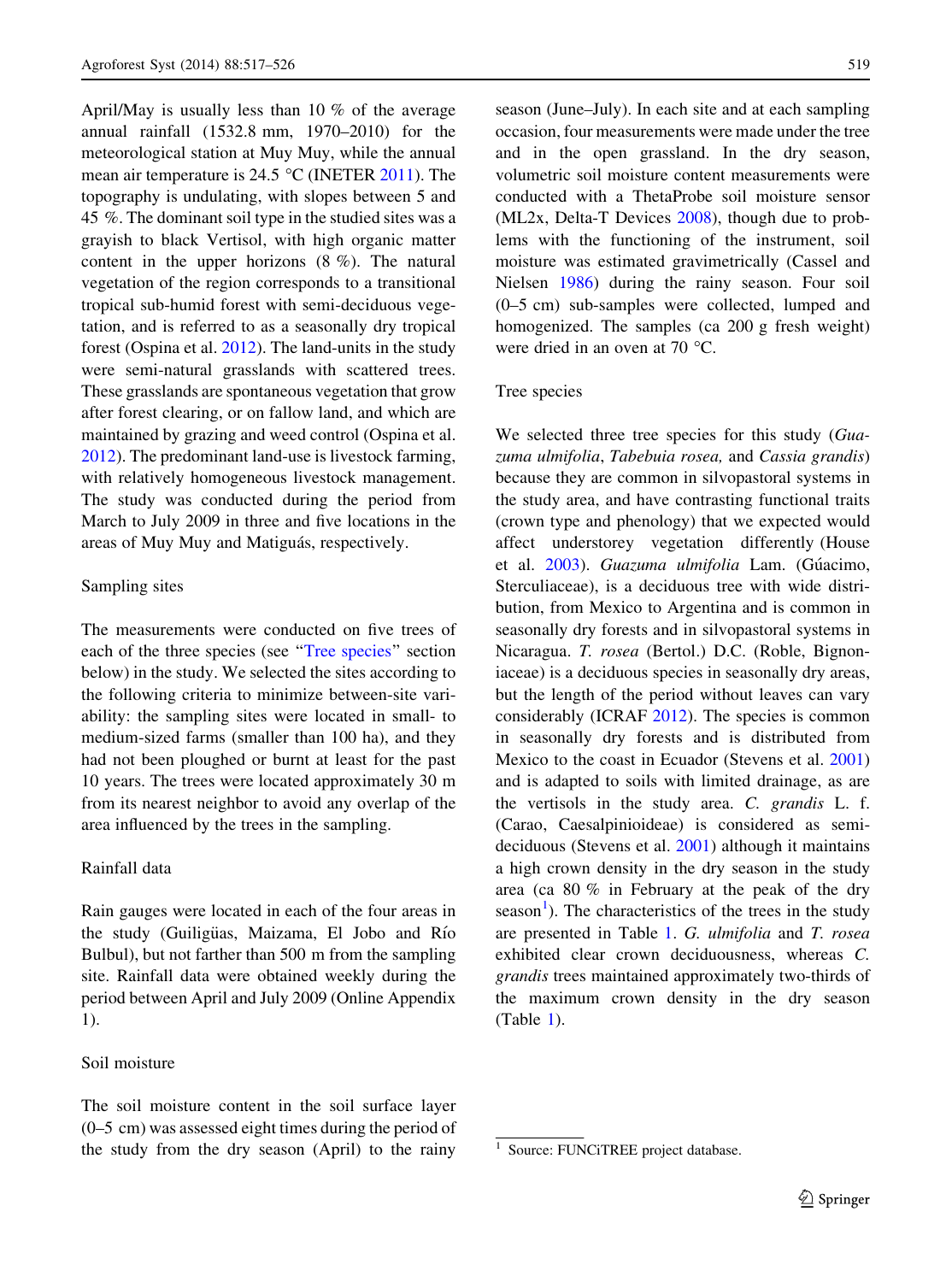April/May is usually less than 10 % of the average annual rainfall (1532.8 mm, 1970–2010) for the meteorological station at Muy Muy, while the annual mean air temperature is 24.5 °C (INETER 2011). The topography is undulating, with slopes between 5 and 45 %. The dominant soil type in the studied sites was a grayish to black Vertisol, with high organic matter content in the upper horizons (8 %). The natural vegetation of the region corresponds to a transitional tropical sub-humid forest with semi-deciduous vegetation, and is referred to as a seasonally dry tropical forest (Ospina et al. 2012). The land-units in the study were semi-natural grasslands with scattered trees. These grasslands are spontaneous vegetation that grow after forest clearing, or on fallow land, and which are maintained by grazing and weed control (Ospina et al. 2012). The predominant land-use is livestock farming, with relatively homogeneous livestock management. The study was conducted during the period from March to July 2009 in three and five locations in the areas of Muy Muy and Matiguás, respectively.

## Sampling sites

The measurements were conducted on five trees of each of the three species (see "Tree species" section below) in the study. We selected the sites according to the following criteria to minimize between-site variability: the sampling sites were located in small- to medium-sized farms (smaller than 100 ha), and they had not been ploughed or burnt at least for the past 10 years. The trees were located approximately 30 m from its nearest neighbor to avoid any overlap of the area influenced by the trees in the sampling.

## Rainfall data

Rain gauges were located in each of the four areas in the study (Guiligüas, Maizama, El Jobo and Río Bulbul), but not farther than 500 m from the sampling site. Rainfall data were obtained weekly during the period between April and July 2009 (Online Appendix 1).

## Soil moisture

The soil moisture content in the soil surface layer (0–5 cm) was assessed eight times during the period of the study from the dry season (April) to the rainy season (June–July). In each site and at each sampling occasion, four measurements were made under the tree and in the open grassland. In the dry season, volumetric soil moisture content measurements were conducted with a ThetaProbe soil moisture sensor (ML2x, Delta-T Devices 2008), though due to problems with the functioning of the instrument, soil moisture was estimated gravimetrically (Cassel and Nielsen 1986) during the rainy season. Four soil (0–5 cm) sub-samples were collected, lumped and homogenized. The samples (ca 200 g fresh weight) were dried in an oven at 70 °C.

## Tree species

We selected three tree species for this study (*Guazuma ulmifolia*, *Tabebuia rosea,* and *Cassia grandis*) because they are common in silvopastoral systems in the study area, and have contrasting functional traits (crown type and phenology) that we expected would affect understorey vegetation differently (House et al. 2003). *Guazuma ulmifolia* Lam. (Gúacimo, Sterculiaceae), is a deciduous tree with wide distribution, from Mexico to Argentina and is common in seasonally dry forests and in silvopastoral systems in Nicaragua. *T. rosea* (Bertol.) D.C. (Roble, Bignoniaceae) is a deciduous species in seasonally dry areas, but the length of the period without leaves can vary considerably (ICRAF 2012). The species is common in seasonally dry forests and is distributed from Mexico to the coast in Ecuador (Stevens et al. 2001) and is adapted to soils with limited drainage, as are the vertisols in the study area. *C. grandis* L. f. (Carao, Caesalpinioideae) is considered as semi-deciduous (Stevens et al. 2001) although it maintains a high crown density in the dry season in the study area (ca 80 % in February at the peak of the dry season[1]). The characteristics of the trees in the study are presented in Table 1. *G. ulmifolia* and *T. rosea* exhibited clear crown deciduousness, whereas *C. grandis* trees maintained approximately two-thirds of the maximum crown density in the dry season (Table 1).

---

[1] Source: FUNCiTREE project database.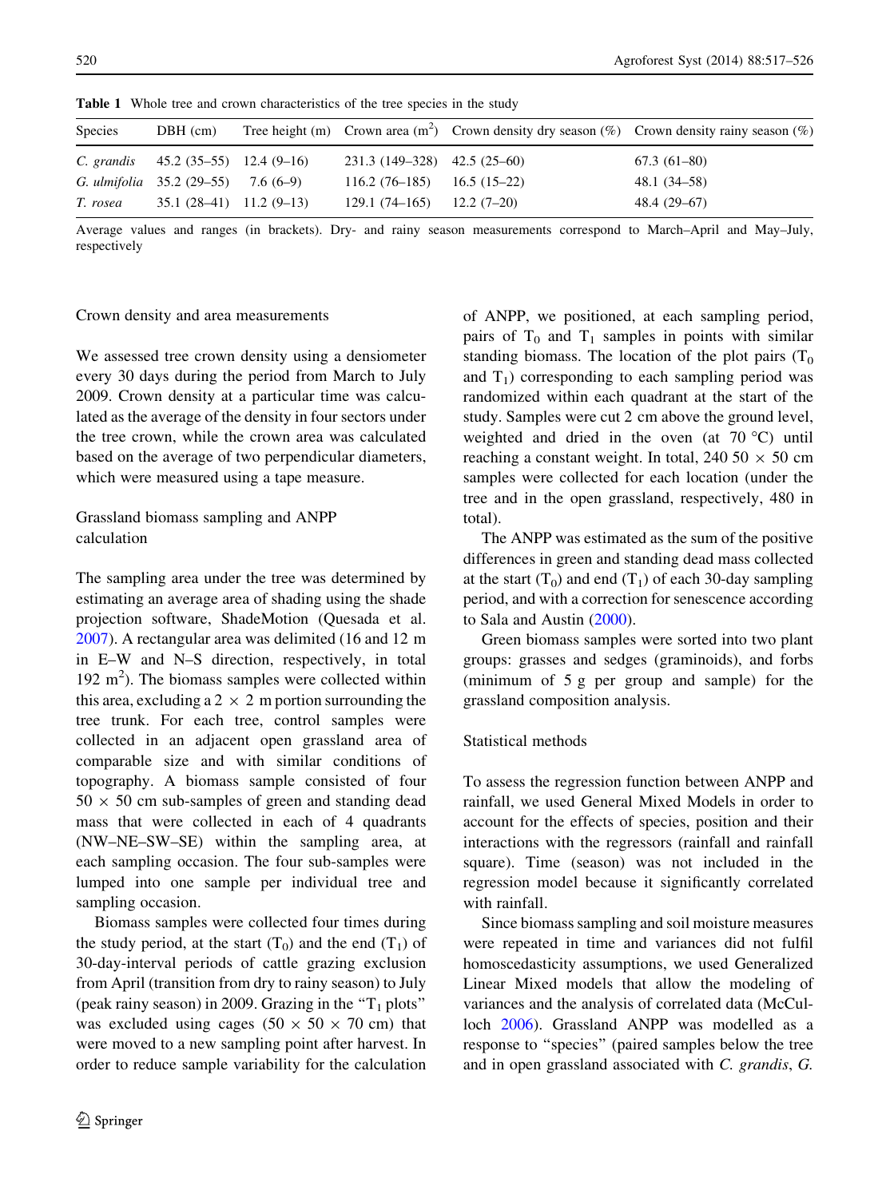**Table 1** Whole tree and crown characteristics of the tree species in the study

| Species | DBH (cm) | Tree height (m) | Crown area ($m^2$) | Crown density dry season (%) | Crown density rainy season (%) |
|---|---|---|---|---|---|
| *C. grandis* | 45.2 (35–55) | 12.4 (9–16) | 231.3 (149–328) | 42.5 (25–60) | 67.3 (61–80) |
| *G. ulmifolia* | 35.2 (29–55) | 7.6 (6–9) | 116.2 (76–185) | 16.5 (15–22) | 48.1 (34–58) |
| *T. rosea* | 35.1 (28–41) | 11.2 (9–13) | 129.1 (74–165) | 12.2 (7–20) | 48.4 (29–67) |

Average values and ranges (in brackets). Dry- and rainy season measurements correspond to March–April and May–July, respectively

### Crown density and area measurements

We assessed tree crown density using a densiometer every 30 days during the period from March to July 2009. Crown density at a particular time was calculated as the average of the density in four sectors under the tree crown, while the crown area was calculated based on the average of two perpendicular diameters, which were measured using a tape measure.

### Grassland biomass sampling and ANPP calculation

The sampling area under the tree was determined by estimating an average area of shading using the shade projection software, ShadeMotion (Quesada et al. 2007). A rectangular area was delimited (16 and 12 m in E–W and N–S direction, respectively, in total 192 $m^2$). The biomass samples were collected within this area, excluding a 2 × 2 m portion surrounding the tree trunk. For each tree, control samples were collected in an adjacent open grassland area of comparable size and with similar conditions of topography. A biomass sample consisted of four 50 × 50 cm sub-samples of green and standing dead mass that were collected in each of 4 quadrants (NW–NE–SW–SE) within the sampling area, at each sampling occasion. The four sub-samples were lumped into one sample per individual tree and sampling occasion.

Biomass samples were collected four times during the study period, at the start ($T_0$) and the end ($T_1$) of 30-day-interval periods of cattle grazing exclusion from April (transition from dry to rainy season) to July (peak rainy season) in 2009. Grazing in the "$T_1$ plots" was excluded using cages (50 × 50 × 70 cm) that were moved to a new sampling point after harvest. In order to reduce sample variability for the calculation of ANPP, we positioned, at each sampling period, pairs of $T_0$ and $T_1$ samples in points with similar standing biomass. The location of the plot pairs ($T_0$ and $T_1$) corresponding to each sampling period was randomized within each quadrant at the start of the study. Samples were cut 2 cm above the ground level, weighted and dried in the oven (at 70 °C) until reaching a constant weight. In total, 240 50 × 50 cm samples were collected for each location (under the tree and in the open grassland, respectively, 480 in total).

The ANPP was estimated as the sum of the positive differences in green and standing dead mass collected at the start ($T_0$) and end ($T_1$) of each 30-day sampling period, and with a correction for senescence according to Sala and Austin (2000).

Green biomass samples were sorted into two plant groups: grasses and sedges (graminoids), and forbs (minimum of 5 g per group and sample) for the grassland composition analysis.

### Statistical methods

To assess the regression function between ANPP and rainfall, we used General Mixed Models in order to account for the effects of species, position and their interactions with the regressors (rainfall and rainfall square). Time (season) was not included in the regression model because it significantly correlated with rainfall.

Since biomass sampling and soil moisture measures were repeated in time and variances did not fulfil homoscedasticity assumptions, we used Generalized Linear Mixed models that allow the modeling of variances and the analysis of correlated data (McCulloch 2006). Grassland ANPP was modelled as a response to "species" (paired samples below the tree and in open grassland associated with *C. grandis*, *G.*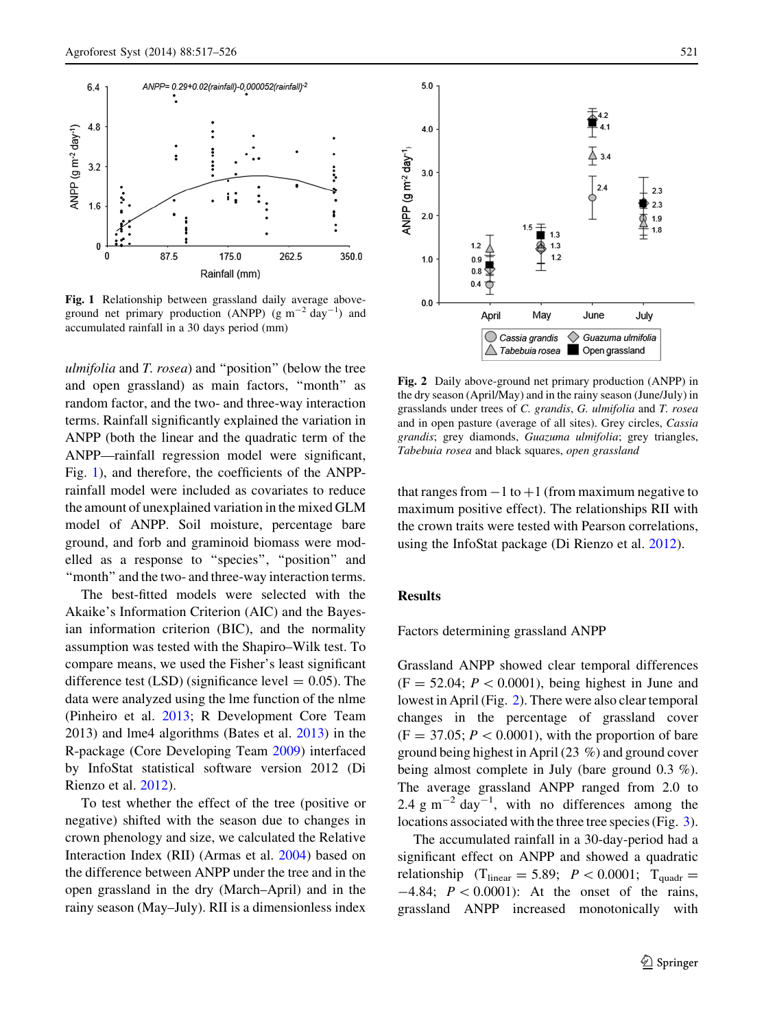ANPP= 0.29+0.02(rainfall)-0,000052(rainfall)$^2$

ANPP (g m$^{-2}$ day$^{-1}$)

6.4
4.8
3.2
1.6
0

0
87.5
175.0
262.5
350.0

Rainfall (mm)

**Fig. 1** Relationship between grassland daily average above-ground net primary production (ANPP) (g m$^{-2}$ day$^{-1}$) and accumulated rainfall in a 30 days period (mm)

ANPP (g m$^{-2}$ day$^{-1}$)

5.0
4.0
3.0
2.0
1.0
0.0

April
May
June
July

1.2
0.9
0.8
0.4
1.5
1.3
1.3
1.2
4.2
4.1
3.4
2.4
2.3
2.3
1.9
1.8

Cassia grandis
Guazuma ulmifolia
Tabebuia rosea
Open grassland

**Fig. 2** Daily above-ground net primary production (ANPP) in the dry season (April/May) and in the rainy season (June/July) in grasslands under trees of *C. grandis*, *G. ulmifolia* and *T. rosea* and in open pasture (average of all sites). Grey circles, *Cassia grandis*; grey diamonds, *Guazuma ulmifolia*; grey triangles, *Tabebuia rosea* and black squares, *open grassland*

*ulmifolia* and *T. rosea*) and "position" (below the tree and open grassland) as main factors, "month" as random factor, and the two- and three-way interaction terms. Rainfall significantly explained the variation in ANPP (both the linear and the quadratic term of the ANPP—rainfall regression model were significant, Fig. 1), and therefore, the coefficients of the ANPP-rainfall model were included as covariates to reduce the amount of unexplained variation in the mixed GLM model of ANPP. Soil moisture, percentage bare ground, and forb and graminoid biomass were modelled as a response to "species", "position" and "month" and the two- and three-way interaction terms.

The best-fitted models were selected with the Akaike's Information Criterion (AIC) and the Bayesian information criterion (BIC), and the normality assumption was tested with the Shapiro–Wilk test. To compare means, we used the Fisher's least significant difference test (LSD) (significance level = 0.05). The data were analyzed using the lme function of the nlme (Pinheiro et al. 2013; R Development Core Team 2013) and lme4 algorithms (Bates et al. 2013) in the R-package (Core Developing Team 2009) interfaced by InfoStat statistical software version 2012 (Di Rienzo et al. 2012).

To test whether the effect of the tree (positive or negative) shifted with the season due to changes in crown phenology and size, we calculated the Relative Interaction Index (RII) (Armas et al. 2004) based on the difference between ANPP under the tree and in the open grassland in the dry (March–April) and in the rainy season (May–July). RII is a dimensionless index that ranges from −1 to +1 (from maximum negative to maximum positive effect). The relationships RII with the crown traits were tested with Pearson correlations, using the InfoStat package (Di Rienzo et al. 2012).

## Results

### Factors determining grassland ANPP

Grassland ANPP showed clear temporal differences ($F = 52.04$; $P < 0.0001$), being highest in June and lowest in April (Fig. 2). There were also clear temporal changes in the percentage of grassland cover ($F = 37.05$; $P < 0.0001$), with the proportion of bare ground being highest in April (23 %) and ground cover being almost complete in July (bare ground 0.3 %). The average grassland ANPP ranged from 2.0 to 2.4 g m$^{-2}$ day$^{-1}$, with no differences among the locations associated with the three tree species (Fig. 3).

The accumulated rainfall in a 30-day-period had a significant effect on ANPP and showed a quadratic relationship ($T_{linear} = 5.89$; $P < 0.0001$; $T_{quadr} = -4.84$; $P < 0.0001$): At the onset of the rains, grassland ANPP increased monotonically with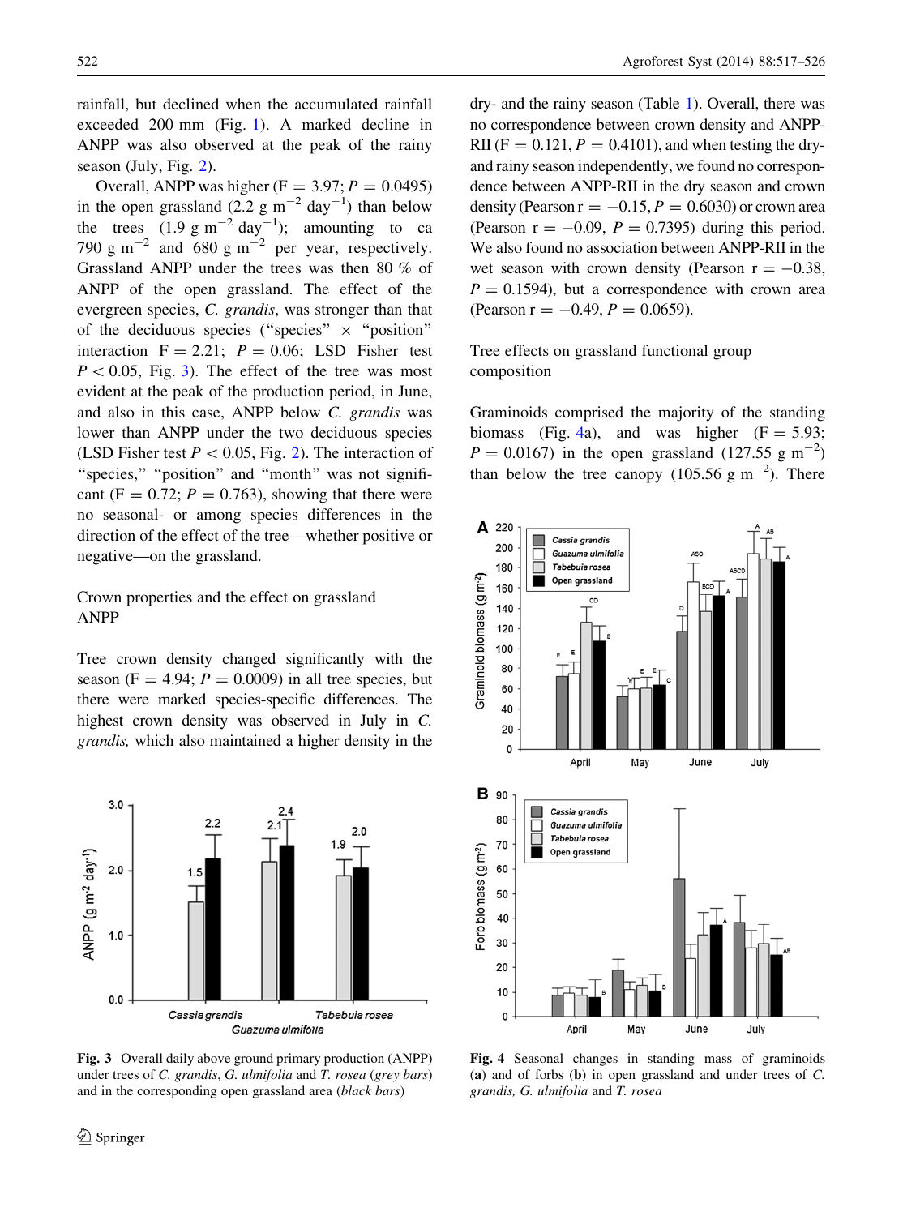rainfall, but declined when the accumulated rainfall exceeded 200 mm (Fig. 1). A marked decline in ANPP was also observed at the peak of the rainy season (July, Fig. 2).

Overall, ANPP was higher ($F = 3.97$; $P = 0.0495$) in the open grassland (2.2 g $m^{-2}$ $day^{-1}$) than below the trees (1.9 g $m^{-2}$ $day^{-1}$); amounting to ca 790 g $m^{-2}$ and 680 g $m^{-2}$ per year, respectively. Grassland ANPP under the trees was then 80 % of ANPP of the open grassland. The effect of the evergreen species, *C. grandis*, was stronger than that of the deciduous species ("species" × "position" interaction $F = 2.21$; $P = 0.06$; LSD Fisher test $P < 0.05$, Fig. 3). The effect of the tree was most evident at the peak of the production period, in June, and also in this case, ANPP below *C. grandis* was lower than ANPP under the two deciduous species (LSD Fisher test $P < 0.05$, Fig. 2). The interaction of "species," "position" and "month" was not significant ($F = 0.72$; $P = 0.763$), showing that there were no seasonal- or among species differences in the direction of the effect of the tree—whether positive or negative—on the grassland.

### Crown properties and the effect on grassland ANPP

Tree crown density changed significantly with the season ($F = 4.94$; $P = 0.0009$) in all tree species, but there were marked species-specific differences. The highest crown density was observed in July in *C. grandis,* which also maintained a higher density in the dry- and the rainy season (Table 1). Overall, there was no correspondence between crown density and ANPP-RII ($F = 0.121$, $P = 0.4101$), and when testing the dry- and rainy season independently, we found no correspondence between ANPP-RII in the dry season and crown density (Pearson $r = -0.15$, $P = 0.6030$) or crown area (Pearson $r = -0.09$, $P = 0.7395$) during this period. We also found no association between ANPP-RII in the wet season with crown density (Pearson $r = -0.38$, $P = 0.1594$), but a correspondence with crown area (Pearson $r = -0.49$, $P = 0.0659$).

### Tree effects on grassland functional group composition

Graminoids comprised the majority of the standing biomass (Fig. 4a), and was higher ($F = 5.93$; $P = 0.0167$) in the open grassland (127.55 g $m^{-2}$) than below the tree canopy (105.56 g $m^{-2}$). There

3.0
2.0
1.0
0.0
ANPP (g m-2 day-1)
1.5
2.2
2.1
2.4
1.9
2.0
Cassia grandis
Guazuma ulmifolia
Tabebuia rosea

Fig. 3 Overall daily above ground primary production (ANPP) under trees of *C. grandis*, *G. ulmifolia* and *T. rosea* (*grey bars*) and in the corresponding open grassland area (*black bars*)

A
Graminoid biomass (g m-2)
220
200
180
160
140
120
100
80
60
40
20
0
Cassia grandis
Guazuma ulmifolia
Tabebuia rosea
Open grassland
E E CD B
E E E C
D ABC BCD A
ABCD A AB A
April
May
June
July

B
Forb biomass (g m-2)
90
80
70
60
50
40
30
20
10
0
Cassia grandis
Guazuma ulmifolia
Tabebuia rosea
Open grassland
B B A AB
April
May
June
July

Fig. 4 Seasonal changes in standing mass of graminoids (a) and of forbs (b) in open grassland and under trees of *C. grandis, G. ulmifolia* and *T. rosea*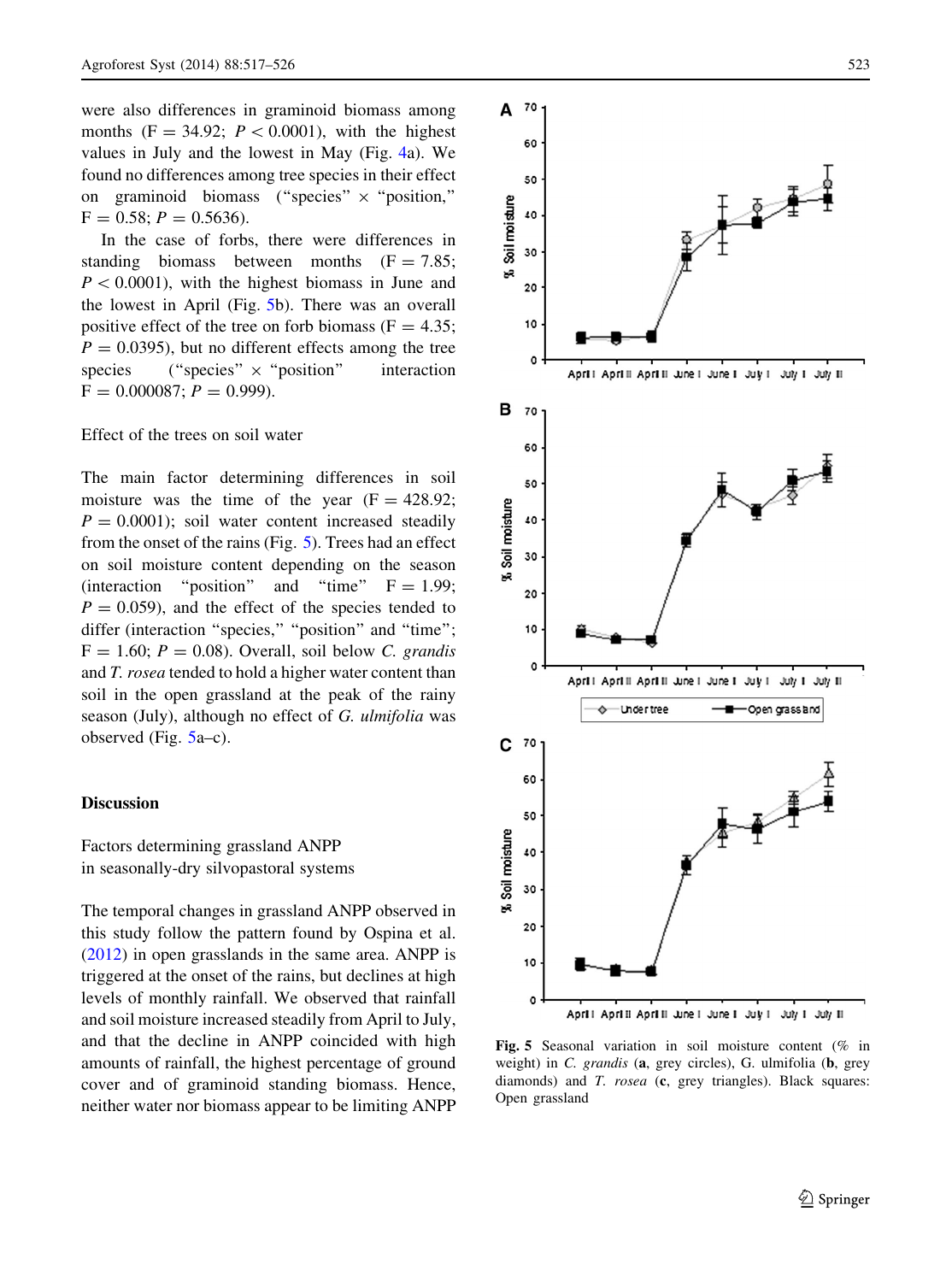were also differences in graminoid biomass among months ($F = 34.92$; $P < 0.0001$), with the highest values in July and the lowest in May (Fig. 4a). We found no differences among tree species in their effect on graminoid biomass ("species" × "position," $F = 0.58$; $P = 0.5636$).

In the case of forbs, there were differences in standing biomass between months ($F = 7.85$; $P < 0.0001$), with the highest biomass in June and the lowest in April (Fig. 5b). There was an overall positive effect of the tree on forb biomass ($F = 4.35$; $P = 0.0395$), but no different effects among the tree species ("species" × "position" interaction $F = 0.000087$; $P = 0.999$).

### Effect of the trees on soil water

The main factor determining differences in soil moisture was the time of the year ($F = 428.92$; $P = 0.0001$); soil water content increased steadily from the onset of the rains (Fig. 5). Trees had an effect on soil moisture content depending on the season (interaction "position" and "time" $F = 1.99$; $P = 0.059$), and the effect of the species tended to differ (interaction "species," "position" and "time"; $F = 1.60$; $P = 0.08$). Overall, soil below *C. grandis* and *T. rosea* tended to hold a higher water content than soil in the open grassland at the peak of the rainy season (July), although no effect of *G. ulmifolia* was observed (Fig. 5a–c).

A
% Soil moisture
0 10 20 30 40 50 60 70
April April April June I June II July I July I July II

B
% Soil moisture
0 10 20 30 40 50 60 70
April April April June I June II July I July I July II
Under tree
Open grassland

C
% Soil moisture
0 10 20 30 40 50 60 70
April April April June I June II July I July I July II

**Fig. 5** Seasonal variation in soil moisture content (% in weight) in *C. grandis* (**a**, grey circles), G. ulmifolia (**b**, grey diamonds) and *T. rosea* (**c**, grey triangles). Black squares: Open grassland

## Discussion

### Factors determining grassland ANPP in seasonally-dry silvopastoral systems

The temporal changes in grassland ANPP observed in this study follow the pattern found by Ospina et al. (2012) in open grasslands in the same area. ANPP is triggered at the onset of the rains, but declines at high levels of monthly rainfall. We observed that rainfall and soil moisture increased steadily from April to July, and that the decline in ANPP coincided with high amounts of rainfall, the highest percentage of ground cover and of graminoid standing biomass. Hence, neither water nor biomass appear to be limiting ANPP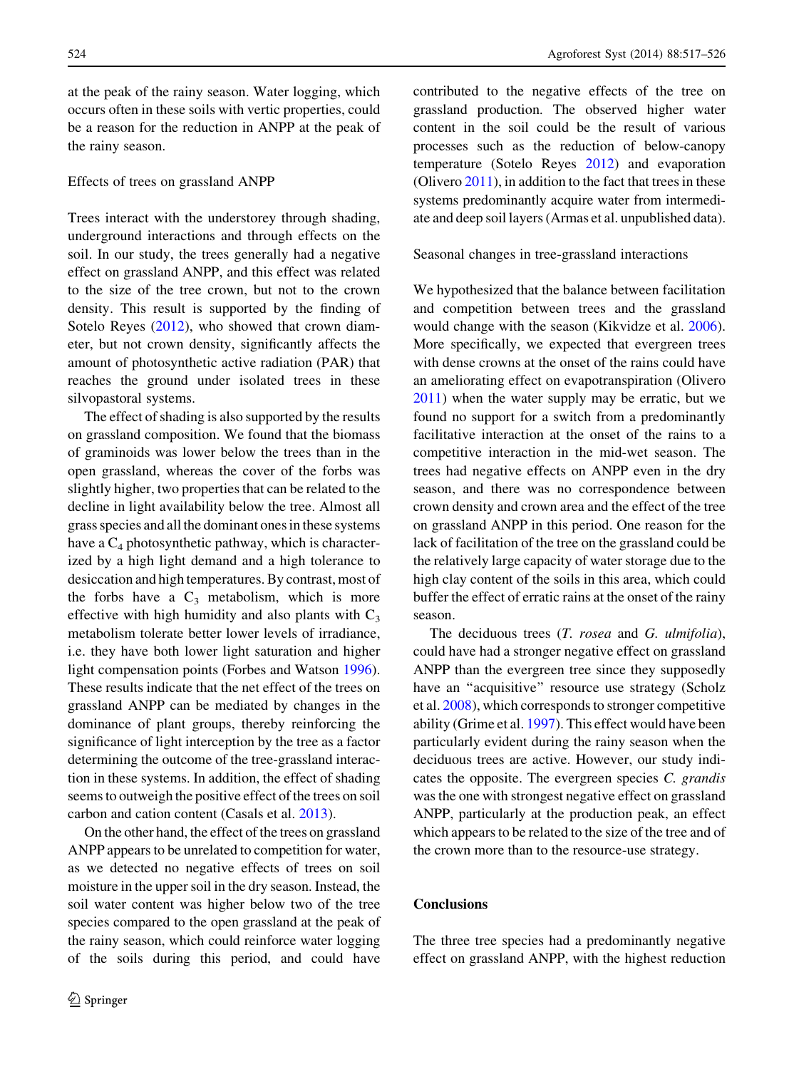at the peak of the rainy season. Water logging, which occurs often in these soils with vertic properties, could be a reason for the reduction in ANPP at the peak of the rainy season.

### Effects of trees on grassland ANPP

Trees interact with the understorey through shading, underground interactions and through effects on the soil. In our study, the trees generally had a negative effect on grassland ANPP, and this effect was related to the size of the tree crown, but not to the crown density. This result is supported by the finding of Sotelo Reyes (2012), who showed that crown diameter, but not crown density, significantly affects the amount of photosynthetic active radiation (PAR) that reaches the ground under isolated trees in these silvopastoral systems.

The effect of shading is also supported by the results on grassland composition. We found that the biomass of graminoids was lower below the trees than in the open grassland, whereas the cover of the forbs was slightly higher, two properties that can be related to the decline in light availability below the tree. Almost all grass species and all the dominant ones in these systems have a $C_4$ photosynthetic pathway, which is characterized by a high light demand and a high tolerance to desiccation and high temperatures. By contrast, most of the forbs have a $C_3$ metabolism, which is more effective with high humidity and also plants with $C_3$ metabolism tolerate better lower levels of irradiance, i.e. they have both lower light saturation and higher light compensation points (Forbes and Watson 1996). These results indicate that the net effect of the trees on grassland ANPP can be mediated by changes in the dominance of plant groups, thereby reinforcing the significance of light interception by the tree as a factor determining the outcome of the tree-grassland interaction in these systems. In addition, the effect of shading seems to outweigh the positive effect of the trees on soil carbon and cation content (Casals et al. 2013).

On the other hand, the effect of the trees on grassland ANPP appears to be unrelated to competition for water, as we detected no negative effects of trees on soil moisture in the upper soil in the dry season. Instead, the soil water content was higher below two of the tree species compared to the open grassland at the peak of the rainy season, which could reinforce water logging of the soils during this period, and could have contributed to the negative effects of the tree on grassland production. The observed higher water content in the soil could be the result of various processes such as the reduction of below-canopy temperature (Sotelo Reyes 2012) and evaporation (Olivero 2011), in addition to the fact that trees in these systems predominantly acquire water from intermediate and deep soil layers (Armas et al. unpublished data).

### Seasonal changes in tree-grassland interactions

We hypothesized that the balance between facilitation and competition between trees and the grassland would change with the season (Kikvidze et al. 2006). More specifically, we expected that evergreen trees with dense crowns at the onset of the rains could have an ameliorating effect on evapotranspiration (Olivero 2011) when the water supply may be erratic, but we found no support for a switch from a predominantly facilitative interaction at the onset of the rains to a competitive interaction in the mid-wet season. The trees had negative effects on ANPP even in the dry season, and there was no correspondence between crown density and crown area and the effect of the tree on grassland ANPP in this period. One reason for the lack of facilitation of the tree on the grassland could be the relatively large capacity of water storage due to the high clay content of the soils in this area, which could buffer the effect of erratic rains at the onset of the rainy season.

The deciduous trees (*T. rosea* and *G. ulmifolia*), could have had a stronger negative effect on grassland ANPP than the evergreen tree since they supposedly have an "acquisitive" resource use strategy (Scholz et al. 2008), which corresponds to stronger competitive ability (Grime et al. 1997). This effect would have been particularly evident during the rainy season when the deciduous trees are active. However, our study indicates the opposite. The evergreen species *C. grandis* was the one with strongest negative effect on grassland ANPP, particularly at the production peak, an effect which appears to be related to the size of the tree and of the crown more than to the resource-use strategy.

## Conclusions

The three tree species had a predominantly negative effect on grassland ANPP, with the highest reduction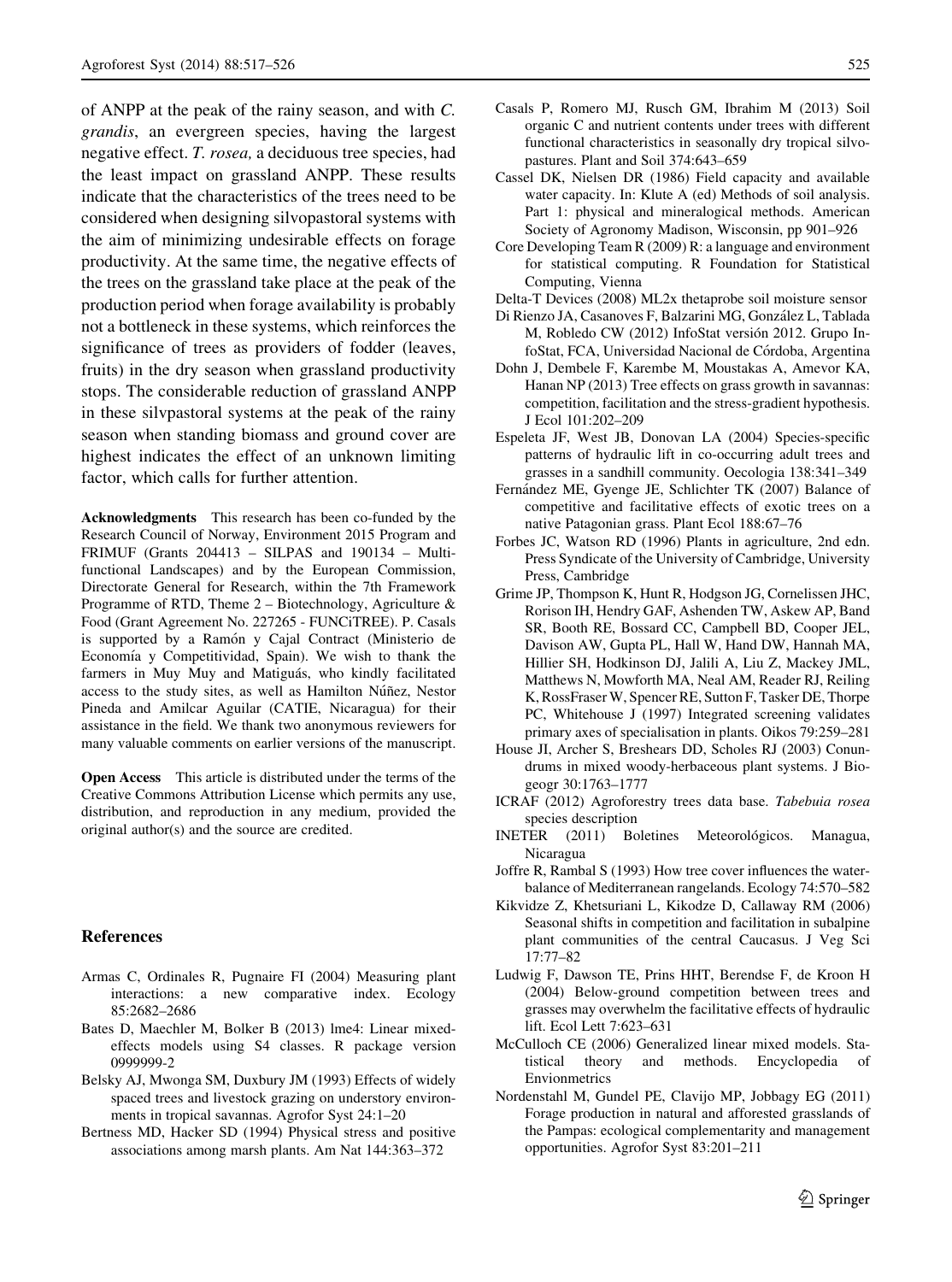of ANPP at the peak of the rainy season, and with *C. grandis*, an evergreen species, having the largest negative effect. *T. rosea,* a deciduous tree species, had the least impact on grassland ANPP. These results indicate that the characteristics of the trees need to be considered when designing silvopastoral systems with the aim of minimizing undesirable effects on forage productivity. At the same time, the negative effects of the trees on the grassland take place at the peak of the production period when forage availability is probably not a bottleneck in these systems, which reinforces the significance of trees as providers of fodder (leaves, fruits) in the dry season when grassland productivity stops. The considerable reduction of grassland ANPP in these silvpastoral systems at the peak of the rainy season when standing biomass and ground cover are highest indicates the effect of an unknown limiting factor, which calls for further attention.

**Acknowledgments** This research has been co-funded by the Research Council of Norway, Environment 2015 Program and FRIMUF (Grants 204413 – SILPAS and 190134 – Multi-functional Landscapes) and by the European Commission, Directorate General for Research, within the 7th Framework Programme of RTD, Theme 2 – Biotechnology, Agriculture & Food (Grant Agreement No. 227265 - FUNCiTREE). P. Casals is supported by a Ramón y Cajal Contract (Ministerio de Economía y Competitividad, Spain). We wish to thank the farmers in Muy Muy and Matiguás, who kindly facilitated access to the study sites, as well as Hamilton Núñez, Nestor Pineda and Amilcar Aguilar (CATIE, Nicaragua) for their assistance in the field. We thank two anonymous reviewers for many valuable comments on earlier versions of the manuscript.

**Open Access** This article is distributed under the terms of the Creative Commons Attribution License which permits any use, distribution, and reproduction in any medium, provided the original author(s) and the source are credited.

## References

Armas C, Ordinales R, Pugnaire FI (2004) Measuring plant interactions: a new comparative index. Ecology 85:2682–2686

Bates D, Maechler M, Bolker B (2013) lme4: Linear mixed-effects models using S4 classes. R package version 0999999-2

Belsky AJ, Mwonga SM, Duxbury JM (1993) Effects of widely spaced trees and livestock grazing on understory environments in tropical savannas. Agrofor Syst 24:1–20

Bertness MD, Hacker SD (1994) Physical stress and positive associations among marsh plants. Am Nat 144:363–372

Casals P, Romero MJ, Rusch GM, Ibrahim M (2013) Soil organic C and nutrient contents under trees with different functional characteristics in seasonally dry tropical silvopastures. Plant and Soil 374:643–659

Cassel DK, Nielsen DR (1986) Field capacity and available water capacity. In: Klute A (ed) Methods of soil analysis. Part 1: physical and mineralogical methods. American Society of Agronomy Madison, Wisconsin, pp 901–926

Core Developing Team R (2009) R: a language and environment for statistical computing. R Foundation for Statistical Computing, Vienna

Delta-T Devices (2008) ML2x thetaprobe soil moisture sensor

Di Rienzo JA, Casanoves F, Balzarini MG, González L, Tablada M, Robledo CW (2012) InfoStat versión 2012. Grupo InfoStat, FCA, Universidad Nacional de Córdoba, Argentina

Dohn J, Dembele F, Karembe M, Moustakas A, Amevor KA, Hanan NP (2013) Tree effects on grass growth in savannas: competition, facilitation and the stress-gradient hypothesis. J Ecol 101:202–209

Espeleta JF, West JB, Donovan LA (2004) Species-specific patterns of hydraulic lift in co-occurring adult trees and grasses in a sandhill community. Oecologia 138:341–349

Fernández ME, Gyenge JE, Schlichter TK (2007) Balance of competitive and facilitative effects of exotic trees on a native Patagonian grass. Plant Ecol 188:67–76

Forbes JC, Watson RD (1996) Plants in agriculture, 2nd edn. Press Syndicate of the University of Cambridge, University Press, Cambridge

Grime JP, Thompson K, Hunt R, Hodgson JG, Cornelissen JHC, Rorison IH, Hendry GAF, Ashenden TW, Askew AP, Band SR, Booth RE, Bossard CC, Campbell BD, Cooper JEL, Davison AW, Gupta PL, Hall W, Hand DW, Hannah MA, Hillier SH, Hodkinson DJ, Jalili A, Liu Z, Mackey JML, Matthews N, Mowforth MA, Neal AM, Reader RJ, Reiling K, RossFraser W, Spencer RE, Sutton F, Tasker DE, Thorpe PC, Whitehouse J (1997) Integrated screening validates primary axes of specialisation in plants. Oikos 79:259–281

House JI, Archer S, Breshears DD, Scholes RJ (2003) Conundrums in mixed woody-herbaceous plant systems. J Biogeogr 30:1763–1777

ICRAF (2012) Agroforestry trees data base. *Tabebuia rosea* species description

INETER (2011) Boletines Meteorológicos. Managua, Nicaragua

Joffre R, Rambal S (1993) How tree cover influences the water-balance of Mediterranean rangelands. Ecology 74:570–582

Kikvidze Z, Khetsuriani L, Kikodze D, Callaway RM (2006) Seasonal shifts in competition and facilitation in subalpine plant communities of the central Caucasus. J Veg Sci 17:77–82

Ludwig F, Dawson TE, Prins HHT, Berendse F, de Kroon H (2004) Below-ground competition between trees and grasses may overwhelm the facilitative effects of hydraulic lift. Ecol Lett 7:623–631

McCulloch CE (2006) Generalized linear mixed models. Statistical theory and methods. Encyclopedia of Envionmetrics

Nordenstahl M, Gundel PE, Clavijo MP, Jobbagy EG (2011) Forage production in natural and afforested grasslands of the Pampas: ecological complementarity and management opportunities. Agrofor Syst 83:201–211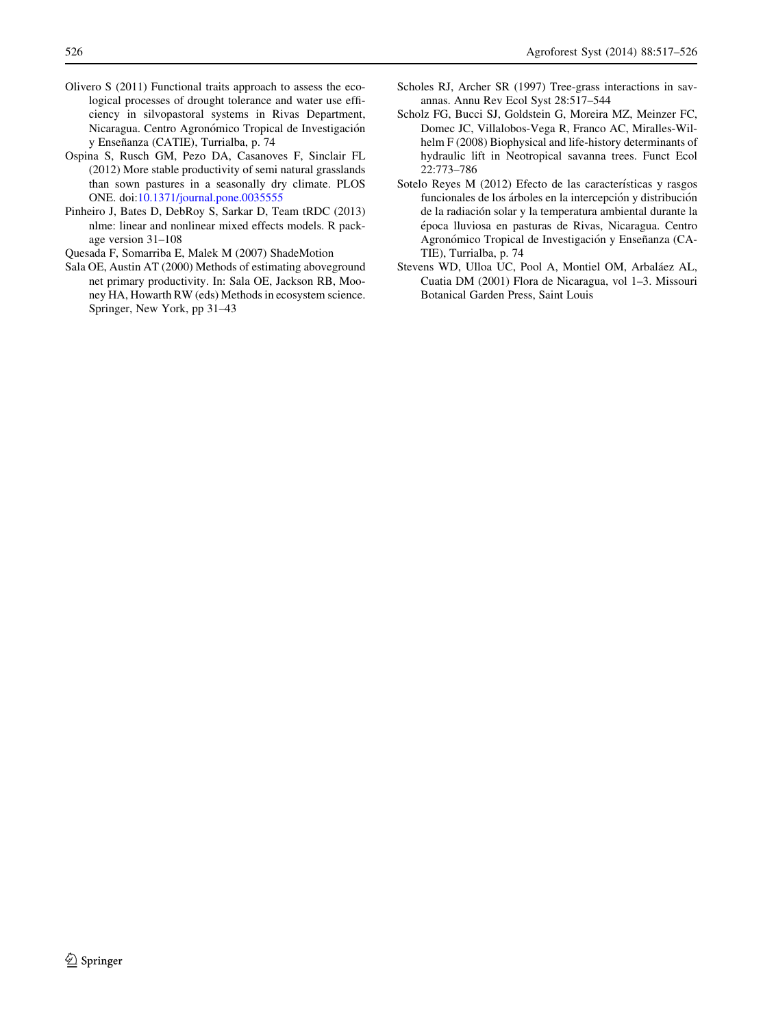Olivero S (2011) Functional traits approach to assess the ecological processes of drought tolerance and water use efficiency in silvopastoral systems in Rivas Department, Nicaragua. Centro Agronómico Tropical de Investigación y Enseñanza (CATIE), Turrialba, p. 74

Ospina S, Rusch GM, Pezo DA, Casanoves F, Sinclair FL (2012) More stable productivity of semi natural grasslands than sown pastures in a seasonally dry climate. PLOS ONE. doi:10.1371/journal.pone.0035555

Pinheiro J, Bates D, DebRoy S, Sarkar D, Team tRDC (2013) nlme: linear and nonlinear mixed effects models. R package version 31–108

Quesada F, Somarriba E, Malek M (2007) ShadeMotion

Sala OE, Austin AT (2000) Methods of estimating aboveground net primary productivity. In: Sala OE, Jackson RB, Mooney HA, Howarth RW (eds) Methods in ecosystem science. Springer, New York, pp 31–43

Scholes RJ, Archer SR (1997) Tree-grass interactions in savannas. Annu Rev Ecol Syst 28:517–544

Scholz FG, Bucci SJ, Goldstein G, Moreira MZ, Meinzer FC, Domec JC, Villalobos-Vega R, Franco AC, Miralles-Wilhelm F (2008) Biophysical and life-history determinants of hydraulic lift in Neotropical savanna trees. Funct Ecol 22:773–786

Sotelo Reyes M (2012) Efecto de las características y rasgos funcionales de los árboles en la intercepción y distribución de la radiación solar y la temperatura ambiental durante la época lluviosa en pasturas de Rivas, Nicaragua. Centro Agronómico Tropical de Investigación y Enseñanza (CATIE), Turrialba, p. 74

Stevens WD, Ulloa UC, Pool A, Montiel OM, Arbaláez AL, Cuatia DM (2001) Flora de Nicaragua, vol 1–3. Missouri Botanical Garden Press, Saint Louis